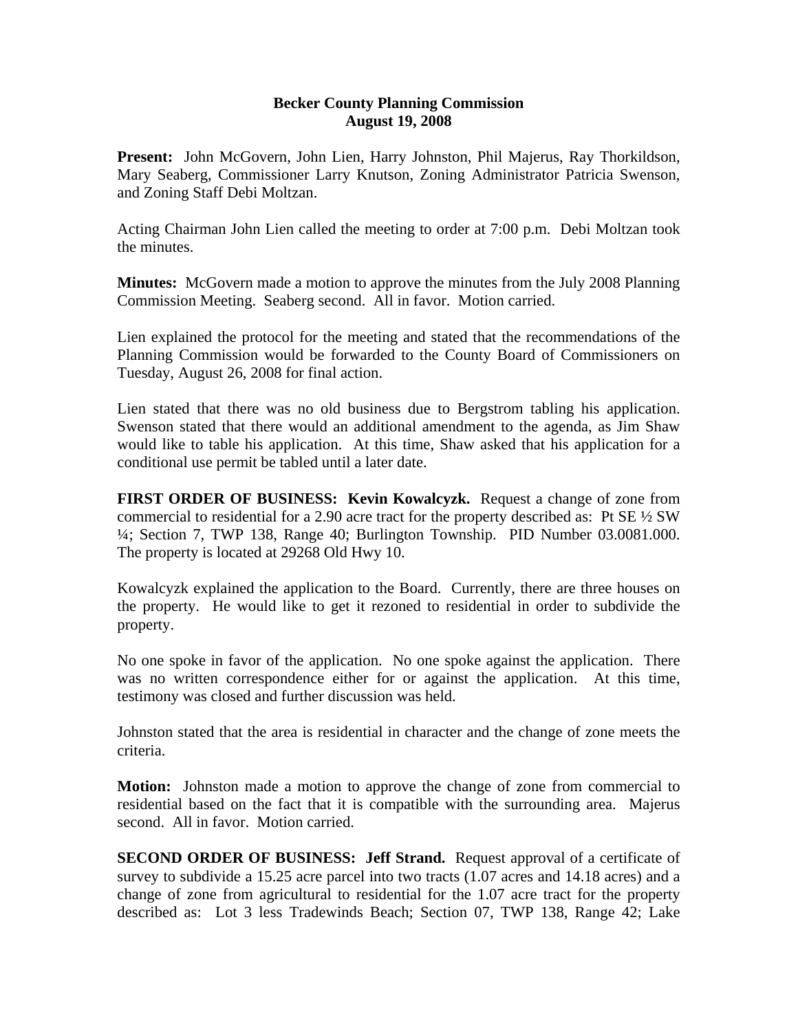**Becker County Planning Commission**
**August 19, 2008**

**Present:** John McGovern, John Lien, Harry Johnston, Phil Majerus, Ray Thorkildson, Mary Seaberg, Commissioner Larry Knutson, Zoning Administrator Patricia Swenson, and Zoning Staff Debi Moltzan.

Acting Chairman John Lien called the meeting to order at 7:00 p.m. Debi Moltzan took the minutes.

**Minutes:** McGovern made a motion to approve the minutes from the July 2008 Planning Commission Meeting. Seaberg second. All in favor. Motion carried.

Lien explained the protocol for the meeting and stated that the recommendations of the Planning Commission would be forwarded to the County Board of Commissioners on Tuesday, August 26, 2008 for final action.

Lien stated that there was no old business due to Bergstrom tabling his application. Swenson stated that there would an additional amendment to the agenda, as Jim Shaw would like to table his application. At this time, Shaw asked that his application for a conditional use permit be tabled until a later date.

**FIRST ORDER OF BUSINESS: Kevin Kowalcyzk.** Request a change of zone from commercial to residential for a 2.90 acre tract for the property described as: Pt SE ½ SW ¼; Section 7, TWP 138, Range 40; Burlington Township. PID Number 03.0081.000. The property is located at 29268 Old Hwy 10.

Kowalcyzk explained the application to the Board. Currently, there are three houses on the property. He would like to get it rezoned to residential in order to subdivide the property.

No one spoke in favor of the application. No one spoke against the application. There was no written correspondence either for or against the application. At this time, testimony was closed and further discussion was held.

Johnston stated that the area is residential in character and the change of zone meets the criteria.

**Motion:** Johnston made a motion to approve the change of zone from commercial to residential based on the fact that it is compatible with the surrounding area. Majerus second. All in favor. Motion carried.

**SECOND ORDER OF BUSINESS: Jeff Strand.** Request approval of a certificate of survey to subdivide a 15.25 acre parcel into two tracts (1.07 acres and 14.18 acres) and a change of zone from agricultural to residential for the 1.07 acre tract for the property described as: Lot 3 less Tradewinds Beach; Section 07, TWP 138, Range 42; Lake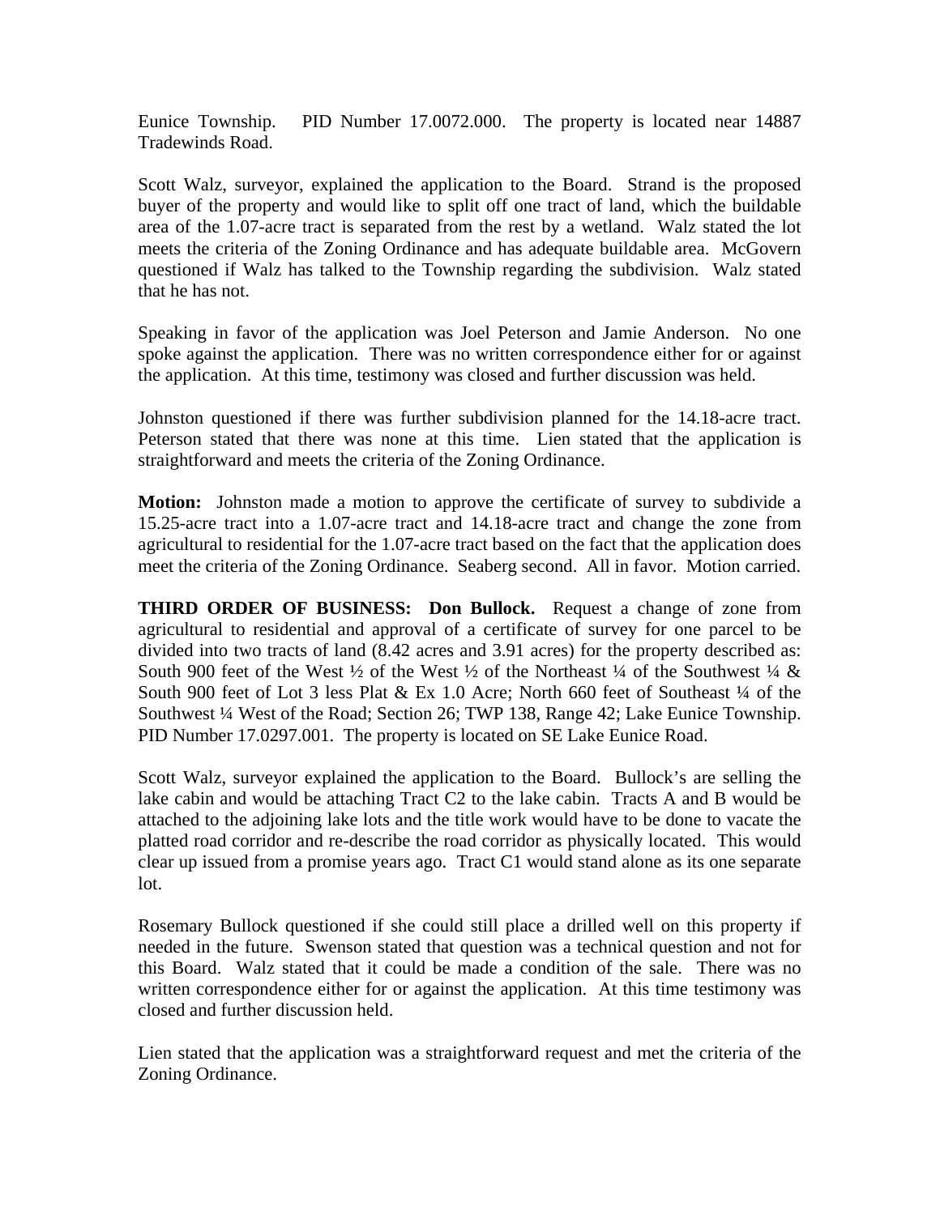Eunice Township. PID Number 17.0072.000. The property is located near 14887 Tradewinds Road.

Scott Walz, surveyor, explained the application to the Board. Strand is the proposed buyer of the property and would like to split off one tract of land, which the buildable area of the 1.07-acre tract is separated from the rest by a wetland. Walz stated the lot meets the criteria of the Zoning Ordinance and has adequate buildable area. McGovern questioned if Walz has talked to the Township regarding the subdivision. Walz stated that he has not.

Speaking in favor of the application was Joel Peterson and Jamie Anderson. No one spoke against the application. There was no written correspondence either for or against the application. At this time, testimony was closed and further discussion was held.

Johnston questioned if there was further subdivision planned for the 14.18-acre tract. Peterson stated that there was none at this time. Lien stated that the application is straightforward and meets the criteria of the Zoning Ordinance.

**Motion:** Johnston made a motion to approve the certificate of survey to subdivide a 15.25-acre tract into a 1.07-acre tract and 14.18-acre tract and change the zone from agricultural to residential for the 1.07-acre tract based on the fact that the application does meet the criteria of the Zoning Ordinance. Seaberg second. All in favor. Motion carried.

**THIRD ORDER OF BUSINESS: Don Bullock.** Request a change of zone from agricultural to residential and approval of a certificate of survey for one parcel to be divided into two tracts of land (8.42 acres and 3.91 acres) for the property described as: South 900 feet of the West ½ of the West ½ of the Northeast ¼ of the Southwest ¼ & South 900 feet of Lot 3 less Plat & Ex 1.0 Acre; North 660 feet of Southeast ¼ of the Southwest ¼ West of the Road; Section 26; TWP 138, Range 42; Lake Eunice Township. PID Number 17.0297.001. The property is located on SE Lake Eunice Road.

Scott Walz, surveyor explained the application to the Board. Bullock's are selling the lake cabin and would be attaching Tract C2 to the lake cabin. Tracts A and B would be attached to the adjoining lake lots and the title work would have to be done to vacate the platted road corridor and re-describe the road corridor as physically located. This would clear up issued from a promise years ago. Tract C1 would stand alone as its one separate lot.

Rosemary Bullock questioned if she could still place a drilled well on this property if needed in the future. Swenson stated that question was a technical question and not for this Board. Walz stated that it could be made a condition of the sale. There was no written correspondence either for or against the application. At this time testimony was closed and further discussion held.

Lien stated that the application was a straightforward request and met the criteria of the Zoning Ordinance.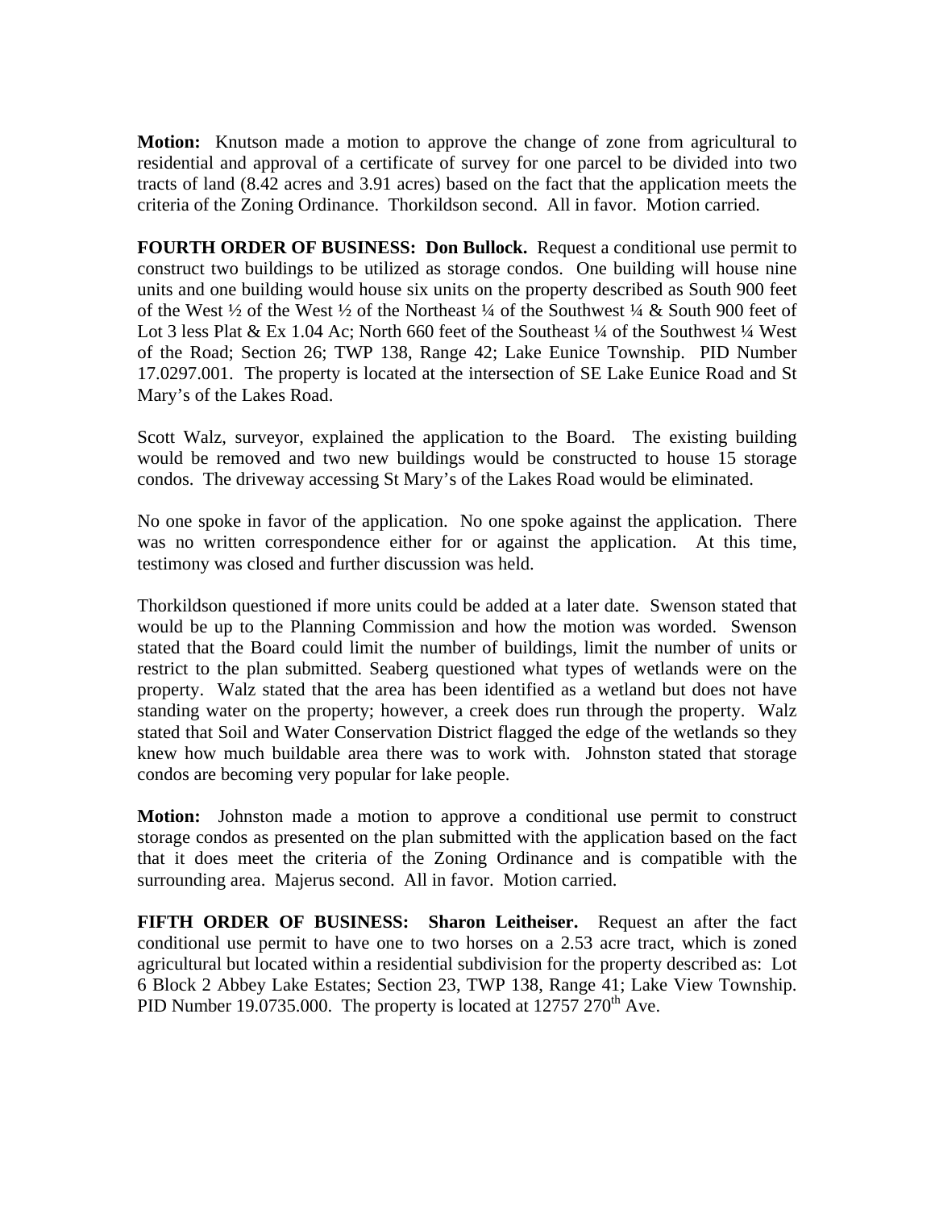**Motion:** Knutson made a motion to approve the change of zone from agricultural to residential and approval of a certificate of survey for one parcel to be divided into two tracts of land (8.42 acres and 3.91 acres) based on the fact that the application meets the criteria of the Zoning Ordinance. Thorkildson second. All in favor. Motion carried.

**FOURTH ORDER OF BUSINESS: Don Bullock.** Request a conditional use permit to construct two buildings to be utilized as storage condos. One building will house nine units and one building would house six units on the property described as South 900 feet of the West ½ of the West ½ of the Northeast ¼ of the Southwest ¼ & South 900 feet of Lot 3 less Plat & Ex 1.04 Ac; North 660 feet of the Southeast ¼ of the Southwest ¼ West of the Road; Section 26; TWP 138, Range 42; Lake Eunice Township. PID Number 17.0297.001. The property is located at the intersection of SE Lake Eunice Road and St Mary's of the Lakes Road.

Scott Walz, surveyor, explained the application to the Board. The existing building would be removed and two new buildings would be constructed to house 15 storage condos. The driveway accessing St Mary's of the Lakes Road would be eliminated.

No one spoke in favor of the application. No one spoke against the application. There was no written correspondence either for or against the application. At this time, testimony was closed and further discussion was held.

Thorkildson questioned if more units could be added at a later date. Swenson stated that would be up to the Planning Commission and how the motion was worded. Swenson stated that the Board could limit the number of buildings, limit the number of units or restrict to the plan submitted. Seaberg questioned what types of wetlands were on the property. Walz stated that the area has been identified as a wetland but does not have standing water on the property; however, a creek does run through the property. Walz stated that Soil and Water Conservation District flagged the edge of the wetlands so they knew how much buildable area there was to work with. Johnston stated that storage condos are becoming very popular for lake people.

**Motion:** Johnston made a motion to approve a conditional use permit to construct storage condos as presented on the plan submitted with the application based on the fact that it does meet the criteria of the Zoning Ordinance and is compatible with the surrounding area. Majerus second. All in favor. Motion carried.

**FIFTH ORDER OF BUSINESS: Sharon Leitheiser.** Request an after the fact conditional use permit to have one to two horses on a 2.53 acre tract, which is zoned agricultural but located within a residential subdivision for the property described as: Lot 6 Block 2 Abbey Lake Estates; Section 23, TWP 138, Range 41; Lake View Township. PID Number 19.0735.000. The property is located at 12757 270th Ave.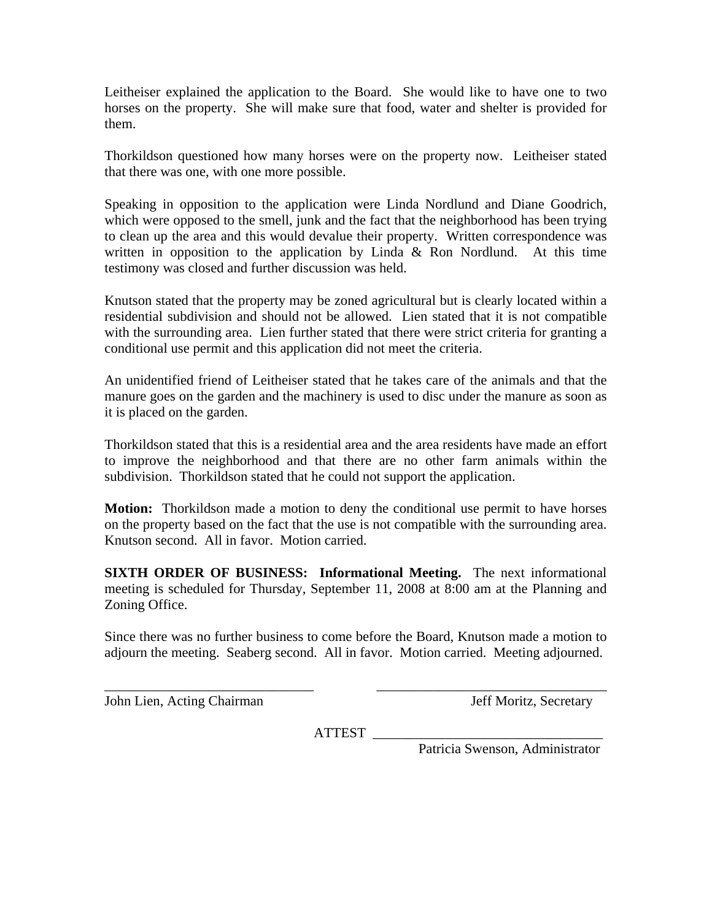Leitheiser explained the application to the Board. She would like to have one to two horses on the property. She will make sure that food, water and shelter is provided for them.

Thorkildson questioned how many horses were on the property now. Leitheiser stated that there was one, with one more possible.

Speaking in opposition to the application were Linda Nordlund and Diane Goodrich, which were opposed to the smell, junk and the fact that the neighborhood has been trying to clean up the area and this would devalue their property. Written correspondence was written in opposition to the application by Linda & Ron Nordlund. At this time testimony was closed and further discussion was held.

Knutson stated that the property may be zoned agricultural but is clearly located within a residential subdivision and should not be allowed. Lien stated that it is not compatible with the surrounding area. Lien further stated that there were strict criteria for granting a conditional use permit and this application did not meet the criteria.

An unidentified friend of Leitheiser stated that he takes care of the animals and that the manure goes on the garden and the machinery is used to disc under the manure as soon as it is placed on the garden.

Thorkildson stated that this is a residential area and the area residents have made an effort to improve the neighborhood and that there are no other farm animals within the subdivision. Thorkildson stated that he could not support the application.

**Motion:** Thorkildson made a motion to deny the conditional use permit to have horses on the property based on the fact that the use is not compatible with the surrounding area. Knutson second. All in favor. Motion carried.

**SIXTH ORDER OF BUSINESS: Informational Meeting.** The next informational meeting is scheduled for Thursday, September 11, 2008 at 8:00 am at the Planning and Zoning Office.

Since there was no further business to come before the Board, Knutson made a motion to adjourn the meeting. Seaberg second. All in favor. Motion carried. Meeting adjourned.

\_\_\_\_\_\_\_\_\_\_\_\_\_\_\_\_\_\_\_\_\_\_\_\_\_\_\_\_\_\_ \_\_\_\_\_\_\_\_\_\_\_\_\_\_\_\_\_\_\_\_\_\_\_\_\_\_\_\_\_\_\_\_\_\_

John Lien, Acting Chairman Jeff Moritz, Secretary

ATTEST \_\_\_\_\_\_\_\_\_\_\_\_\_\_\_\_\_\_\_\_\_\_\_\_\_\_\_\_\_\_\_\_\_

Patricia Swenson, Administrator